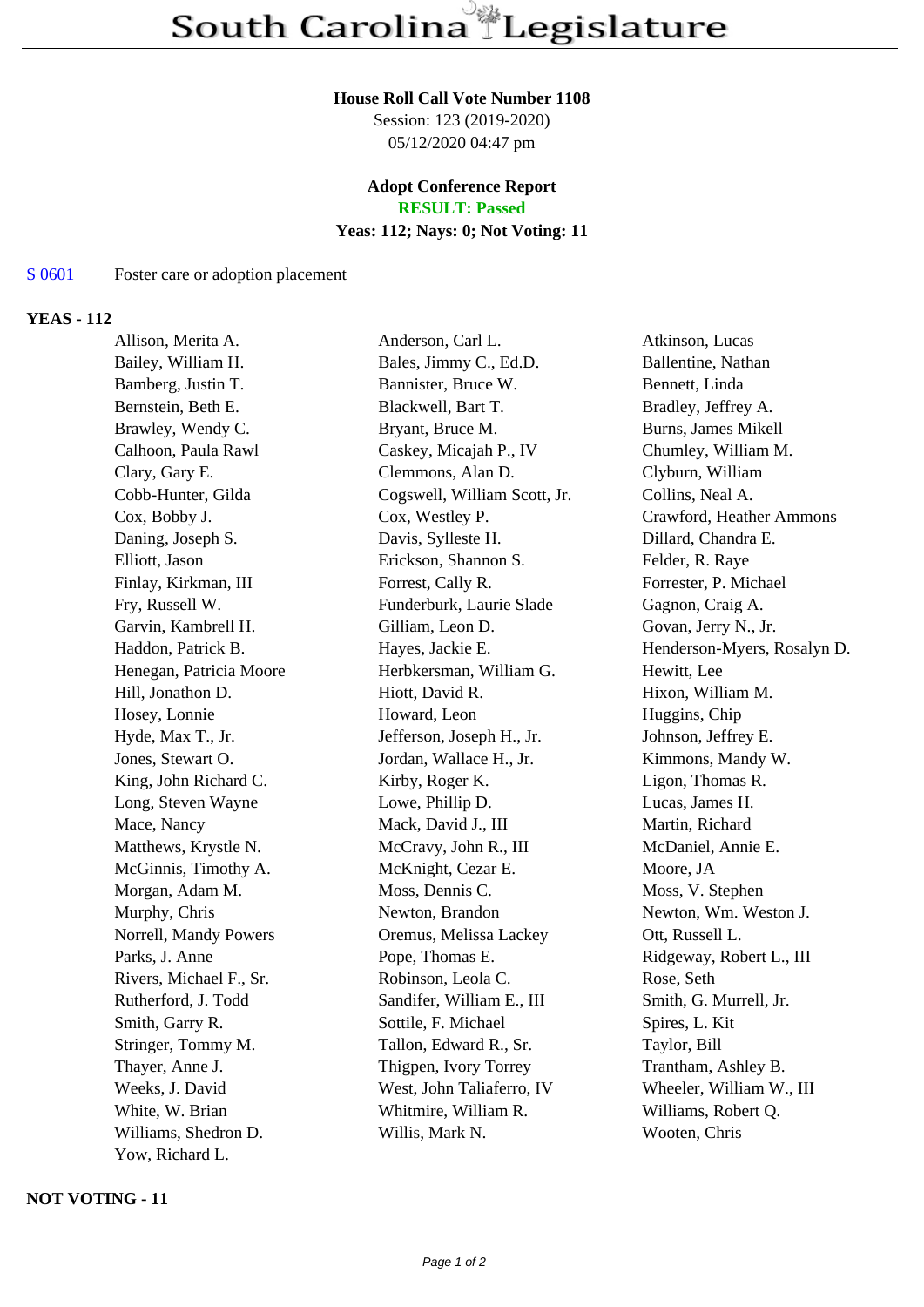# South Carolina Legislature

**House Roll Call Vote Number 1108**
Session: 123 (2019-2020)
05/12/2020 04:47 pm

**Adopt Conference Report**
**RESULT: Passed**
**Yeas: 112; Nays: 0; Not Voting: 11**

S 0601 Foster care or adoption placement

## YEAS - 112

| | | |
|---|---|---|
| Allison, Merita A. | Anderson, Carl L. | Atkinson, Lucas |
| Bailey, William H. | Bales, Jimmy C., Ed.D. | Ballentine, Nathan |
| Bamberg, Justin T. | Bannister, Bruce W. | Bennett, Linda |
| Bernstein, Beth E. | Blackwell, Bart T. | Bradley, Jeffrey A. |
| Brawley, Wendy C. | Bryant, Bruce M. | Burns, James Mikell |
| Calhoon, Paula Rawl | Caskey, Micajah P., IV | Chumley, William M. |
| Clary, Gary E. | Clemmons, Alan D. | Clyburn, William |
| Cobb-Hunter, Gilda | Cogswell, William Scott, Jr. | Collins, Neal A. |
| Cox, Bobby J. | Cox, Westley P. | Crawford, Heather Ammons |
| Daning, Joseph S. | Davis, Sylleste H. | Dillard, Chandra E. |
| Elliott, Jason | Erickson, Shannon S. | Felder, R. Raye |
| Finlay, Kirkman, III | Forrest, Cally R. | Forrester, P. Michael |
| Fry, Russell W. | Funderburk, Laurie Slade | Gagnon, Craig A. |
| Garvin, Kambrell H. | Gilliam, Leon D. | Govan, Jerry N., Jr. |
| Haddon, Patrick B. | Hayes, Jackie E. | Henderson-Myers, Rosalyn D. |
| Henegan, Patricia Moore | Herbkersman, William G. | Hewitt, Lee |
| Hill, Jonathon D. | Hiott, David R. | Hixon, William M. |
| Hosey, Lonnie | Howard, Leon | Huggins, Chip |
| Hyde, Max T., Jr. | Jefferson, Joseph H., Jr. | Johnson, Jeffrey E. |
| Jones, Stewart O. | Jordan, Wallace H., Jr. | Kimmons, Mandy W. |
| King, John Richard C. | Kirby, Roger K. | Ligon, Thomas R. |
| Long, Steven Wayne | Lowe, Phillip D. | Lucas, James H. |
| Mace, Nancy | Mack, David J., III | Martin, Richard |
| Matthews, Krystle N. | McCravy, John R., III | McDaniel, Annie E. |
| McGinnis, Timothy A. | McKnight, Cezar E. | Moore, JA |
| Morgan, Adam M. | Moss, Dennis C. | Moss, V. Stephen |
| Murphy, Chris | Newton, Brandon | Newton, Wm. Weston J. |
| Norrell, Mandy Powers | Oremus, Melissa Lackey | Ott, Russell L. |
| Parks, J. Anne | Pope, Thomas E. | Ridgeway, Robert L., III |
| Rivers, Michael F., Sr. | Robinson, Leola C. | Rose, Seth |
| Rutherford, J. Todd | Sandifer, William E., III | Smith, G. Murrell, Jr. |
| Smith, Garry R. | Sottile, F. Michael | Spires, L. Kit |
| Stringer, Tommy M. | Tallon, Edward R., Sr. | Taylor, Bill |
| Thayer, Anne J. | Thigpen, Ivory Torrey | Trantham, Ashley B. |
| Weeks, J. David | West, John Taliaferro, IV | Wheeler, William W., III |
| White, W. Brian | Whitmire, William R. | Williams, Robert Q. |
| Williams, Shedron D. | Willis, Mark N. | Wooten, Chris |
| Yow, Richard L. | | |

## NOT VOTING - 11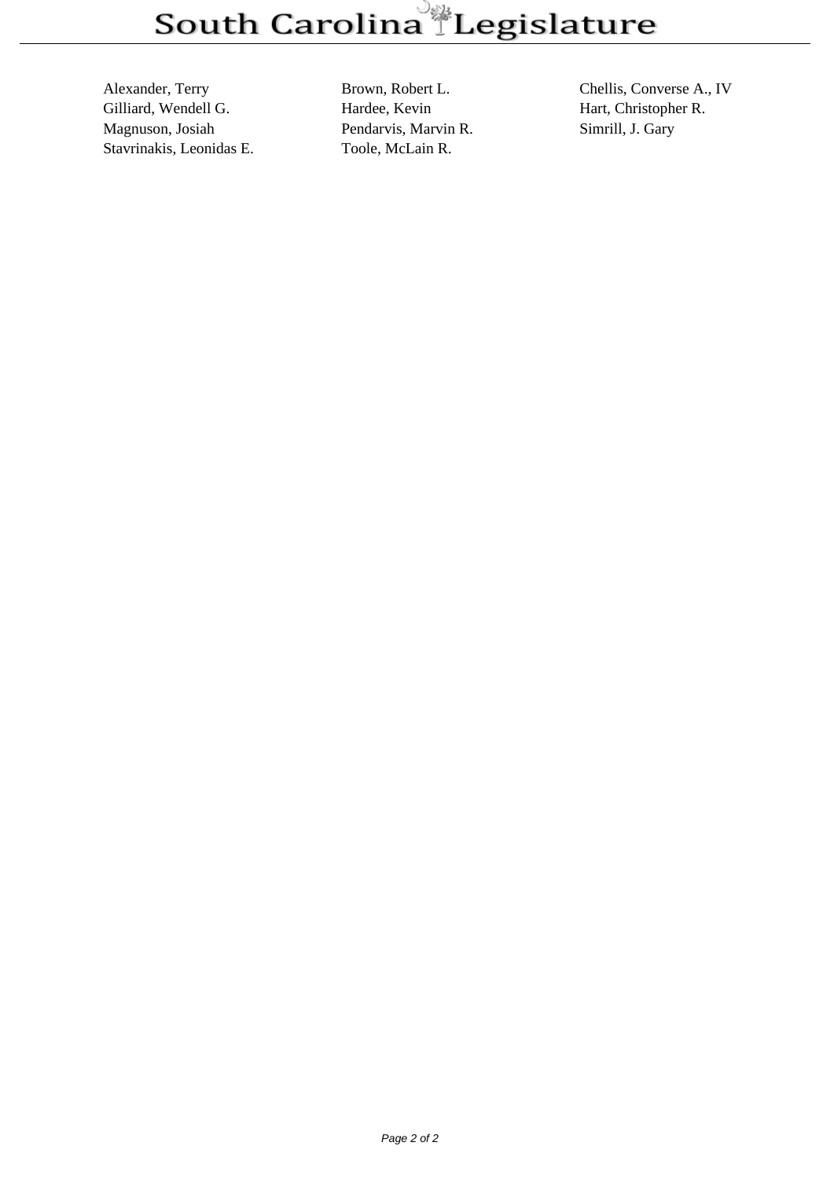Alexander, Terry
Brown, Robert L.
Chellis, Converse A., IV
Gilliard, Wendell G.
Hardee, Kevin
Hart, Christopher R.
Magnuson, Josiah
Pendarvis, Marvin R.
Simrill, J. Gary
Stavrinakis, Leonidas E.
Toole, McLain R.